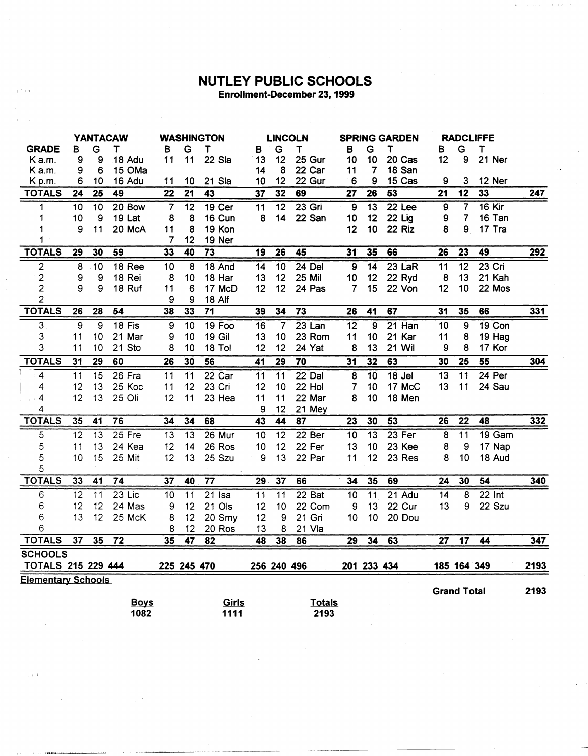# NUTLEY PUBLIC SCHOOLS

**Enrollment-December 23, 1999**

| | YANTACAW | | | | WASHINGTON | | | | LINCOLN | | | | SPRING GARDEN | | | | RADCLIFFE | | | | |
|---|---|---|---|---|---|---|---|---|---|---|---|---|---|---|---|---|---|---|---|---|---|
| GRADE | B | G | T | | B | G | T | | B | G | T | | B | G | T | | B | G | T | | |
| K a.m. | 9 | 9 | 18 | Adu | 11 | 11 | 22 | Sla | 13 | 12 | 25 | Gur | 10 | 10 | 20 | Cas | 12 | 9 | 21 | Ner | |
| K a.m. | 9 | 6 | 15 | OMa | | | | | 14 | 8 | 22 | Car | 11 | 7 | 18 | San | | | | | |
| K p.m. | 6 | 10 | 16 | Adu | 11 | 10 | 21 | Sla | 10 | 12 | 22 | Gur | 6 | 9 | 15 | Cas | 9 | 3 | 12 | Ner | |
| **TOTALS** | **24** | **25** | **49** | | **22** | **21** | **43** | | **37** | **32** | **69** | | **27** | **26** | **53** | | **21** | **12** | **33** | | **247** |
| 1 | 10 | 10 | 20 | Bow | 7 | 12 | 19 | Cer | 11 | 12 | 23 | Gri | 9 | 13 | 22 | Lee | 9 | 7 | 16 | Kir | |
| 1 | 10 | 9 | 19 | Lat | 8 | 8 | 16 | Cun | 8 | 14 | 22 | San | 10 | 12 | 22 | Lig | 9 | 7 | 16 | Tan | |
| 1 | 9 | 11 | 20 | McA | 11 | 8 | 19 | Kon | | | | | 12 | 10 | 22 | Riz | 8 | 9 | 17 | Tra | |
| 1 | | | | | 7 | 12 | 19 | Ner | | | | | | | | | | | | | |
| **TOTALS** | **29** | **30** | **59** | | **33** | **40** | **73** | | **19** | **26** | **45** | | **31** | **35** | **66** | | **26** | **23** | **49** | | **292** |
| 2 | 8 | 10 | 18 | Ree | 10 | 8 | 18 | And | 14 | 10 | 24 | Del | 9 | 14 | 23 | LaR | 11 | 12 | 23 | Cri | |
| 2 | 9 | 9 | 18 | Rei | 8 | 10 | 18 | Har | 13 | 12 | 25 | Mil | 10 | 12 | 22 | Ryd | 8 | 13 | 21 | Kah | |
| 2 | 9 | 9 | 18 | Ruf | 11 | 6 | 17 | McD | 12 | 12 | 24 | Pas | 7 | 15 | 22 | Von | 12 | 10 | 22 | Mos | |
| 2 | | | | | 9 | 9 | 18 | Alf | | | | | | | | | | | | | |
| **TOTALS** | **26** | **28** | **54** | | **38** | **33** | **71** | | **39** | **34** | **73** | | **26** | **41** | **67** | | **31** | **35** | **66** | | **331** |
| 3 | 9 | 9 | 18 | Fis | 9 | 10 | 19 | Foo | 16 | 7 | 23 | Lan | 12 | 9 | 21 | Han | 10 | 9 | 19 | Con | |
| 3 | 11 | 10 | 21 | Mar | 9 | 10 | 19 | Gil | 13 | 10 | 23 | Rom | 11 | 10 | 21 | Kar | 11 | 8 | 19 | Hag | |
| 3 | 11 | 10 | 21 | Sto | 8 | 10 | 18 | Tol | 12 | 12 | 24 | Yat | 8 | 13 | 21 | Wil | 9 | 8 | 17 | Kor | |
| **TOTALS** | **31** | **29** | **60** | | **26** | **30** | **56** | | **41** | **29** | **70** | | **31** | **32** | **63** | | **30** | **25** | **55** | | **304** |
| 4 | 11 | 15 | 26 | Fra | 11 | 11 | 22 | Car | 11 | 11 | 22 | Dal | 8 | 10 | 18 | Jel | 13 | 11 | 24 | Per | |
| 4 | 12 | 13 | 25 | Koc | 11 | 12 | 23 | Cri | 12 | 10 | 22 | Hol | 7 | 10 | 17 | McC | 13 | 11 | 24 | Sau | |
| 4 | 12 | 13 | 25 | Oli | 12 | 11 | 23 | Hea | 11 | 11 | 22 | Mar | 8 | 10 | 18 | Men | | | | | |
| 4 | | | | | | | | | 9 | 12 | 21 | Mey | | | | | | | | | |
| **TOTALS** | **35** | **41** | **76** | | **34** | **34** | **68** | | **43** | **44** | **87** | | **23** | **30** | **53** | | **26** | **22** | **48** | | **332** |
| 5 | 12 | 13 | 25 | Fre | 13 | 13 | 26 | Mur | 10 | 12 | 22 | Ber | 10 | 13 | 23 | Fer | 8 | 11 | 19 | Gam | |
| 5 | 11 | 13 | 24 | Kea | 12 | 14 | 26 | Ros | 10 | 12 | 22 | Fer | 13 | 10 | 23 | Kee | 8 | 9 | 17 | Nap | |
| 5 | 10 | 15 | 25 | Mit | 12 | 13 | 25 | Szu | 9 | 13 | 22 | Par | 11 | 12 | 23 | Res | 8 | 10 | 18 | Aud | |
| 5 | | | | | | | | | | | | | | | | | | | | | |
| **TOTALS** | **33** | **41** | **74** | | **37** | **40** | **77** | | **29** | **37** | **66** | | **34** | **35** | **69** | | **24** | **30** | **54** | | **340** |
| 6 | 12 | 11 | 23 | Lic | 10 | 11 | 21 | Isa | 11 | 11 | 22 | Bat | 10 | 11 | 21 | Adu | 14 | 8 | 22 | Int | |
| 6 | 12 | 12 | 24 | Mas | 9 | 12 | 21 | Ols | 12 | 10 | 22 | Com | 9 | 13 | 22 | Cur | 13 | 9 | 22 | Szu | |
| 6 | 13 | 12 | 25 | McK | 8 | 12 | 20 | Smy | 12 | 9 | 21 | Gri | 10 | 10 | 20 | Dou | | | | | |
| 6 | | | | | 8 | 12 | 20 | Ros | 13 | 8 | 21 | Vla | | | | | | | | | |
| **TOTALS** | **37** | **35** | **72** | | **35** | **47** | **82** | | **48** | **38** | **86** | | **29** | **34** | **63** | | **27** | **17** | **44** | | **347** |
| **SCHOOLS TOTALS** | **215** | **229** | **444** | | **225** | **245** | **470** | | **256** | **240** | **496** | | **201** | **233** | **434** | | **185** | **164** | **349** | | **2193** |

**Elementary Schools**

**Grand Total 2193**

| **Boys** | **Girls** | **Totals** |
|---|---|---|
| **1082** | **1111** | **2193** |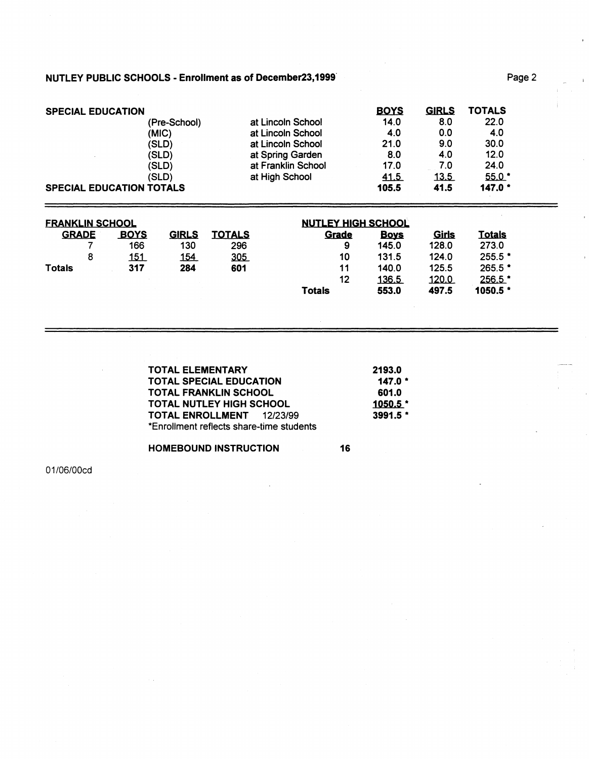## NUTLEY PUBLIC SCHOOLS - Enrollment as of December23,1999

| SPECIAL EDUCATION | | | BOYS | GIRLS | TOTALS |
|---|---|---|---|---|---|
| | (Pre-School) | at Lincoln School | 14.0 | 8.0 | 22.0 |
| | (MIC) | at Lincoln School | 4.0 | 0.0 | 4.0 |
| | (SLD) | at Lincoln School | 21.0 | 9.0 | 30.0 |
| | (SLD) | at Spring Garden | 8.0 | 4.0 | 12.0 |
| | (SLD) | at Franklin School | 17.0 | 7.0 | 24.0 |
| | (SLD) | at High School | 41.5 | 13.5 | 55.0 * |
| **SPECIAL EDUCATION TOTALS** | | | **105.5** | **41.5** | **147.0 *** |

**FRANKLIN SCHOOL**

| GRADE | BOYS | GIRLS | TOTALS |
|---|---|---|---|
| 7 | 166 | 130 | 296 |
| 8 | 151 | 154 | 305 |
| **Totals** | **317** | **284** | **601** |

**NUTLEY HIGH SCHOOL**

| Grade | Boys | Girls | Totals |
|---|---|---|---|
| 9 | 145.0 | 128.0 | 273.0 |
| 10 | 131.5 | 124.0 | 255.5 * |
| 11 | 140.0 | 125.5 | 265.5 * |
| 12 | 136.5 | 120.0 | 256.5 * |
| **Totals** | **553.0** | **497.5** | **1050.5 *** |

| | |
|---|---|
| **TOTAL ELEMENTARY** | **2193.0** |
| **TOTAL SPECIAL EDUCATION** | **147.0 *** |
| **TOTAL FRANKLIN SCHOOL** | **601.0** |
| **TOTAL NUTLEY HIGH SCHOOL** | **1050.5 *** |
| **TOTAL ENROLLMENT** 12/23/99 | **3991.5 *** |

*Enrollment reflects share-time students

**HOMEBOUND INSTRUCTION** **16**

01/06/00cd